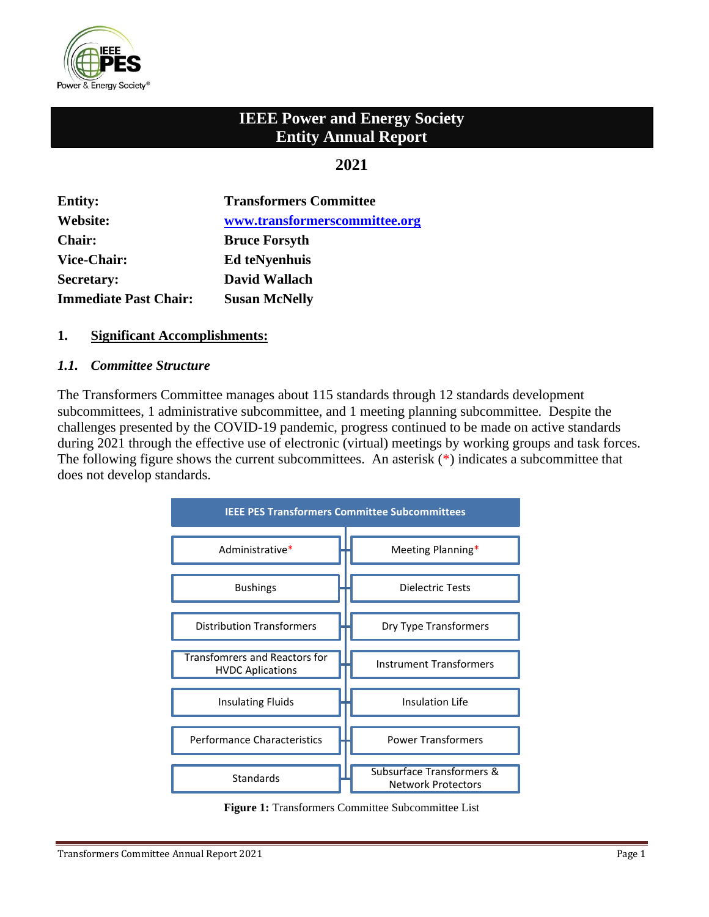# IEEE Power and Energy Society
# Entity Annual Report

## 2021

| | |
|---|---|
| **Entity:** | **Transformers Committee** |
| **Website:** | **www.transformerscommittee.org** |
| **Chair:** | **Bruce Forsyth** |
| **Vice-Chair:** | **Ed teNyenhuis** |
| **Secretary:** | **David Wallach** |
| **Immediate Past Chair:** | **Susan McNelly** |

## 1. Significant Accomplishments:

### *1.1. Committee Structure*

The Transformers Committee manages about 115 standards through 12 standards development subcommittees, 1 administrative subcommittee, and 1 meeting planning subcommittee. Despite the challenges presented by the COVID-19 pandemic, progress continued to be made on active standards during 2021 through the effective use of electronic (virtual) meetings by working groups and task forces. The following figure shows the current subcommittees. An asterisk (*) indicates a subcommittee that does not develop standards.

| IEEE PES Transformers Committee Subcommittees | |
|---|---|
| Administrative* | Meeting Planning* |
| Bushings | Dielectric Tests |
| Distribution Transformers | Dry Type Transformers |
| Transfomrers and Reactors for HVDC Aplications | Instrument Transformers |
| Insulating Fluids | Insulation Life |
| Performance Characteristics | Power Transformers |
| Standards | Subsurface Transformers & Network Protectors |

**Figure 1:** Transformers Committee Subcommittee List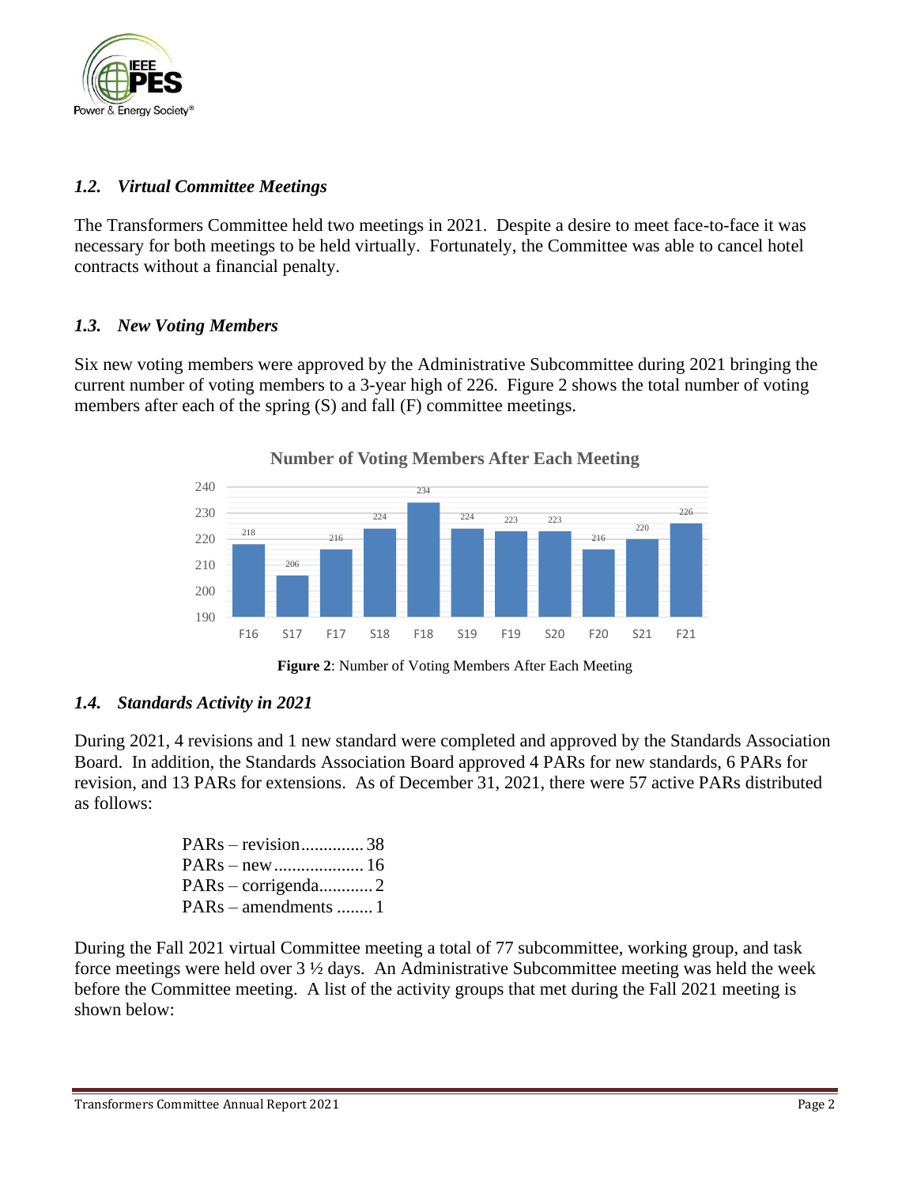### *1.2. Virtual Committee Meetings*

The Transformers Committee held two meetings in 2021. Despite a desire to meet face-to-face it was necessary for both meetings to be held virtually. Fortunately, the Committee was able to cancel hotel contracts without a financial penalty.

### *1.3. New Voting Members*

Six new voting members were approved by the Administrative Subcommittee during 2021 bringing the current number of voting members to a 3-year high of 226. Figure 2 shows the total number of voting members after each of the spring (S) and fall (F) committee meetings.

**Number of Voting Members After Each Meeting**

| Meeting | F16 | S17 | F17 | S18 | F18 | S19 | F19 | S20 | F20 | S21 | F21 |
|---|---|---|---|---|---|---|---|---|---|---|---|
| Voting Members | 218 | 206 | 216 | 224 | 234 | 224 | 223 | 223 | 216 | 220 | 226 |

**Figure 2**: Number of Voting Members After Each Meeting

### *1.4. Standards Activity in 2021*

During 2021, 4 revisions and 1 new standard were completed and approved by the Standards Association Board. In addition, the Standards Association Board approved 4 PARs for new standards, 6 PARs for revision, and 13 PARs for extensions. As of December 31, 2021, there were 57 active PARs distributed as follows:

PARs – revision.............. 38
PARs – new.................... 16
PARs – corrigenda............ 2
PARs – amendments ........ 1

During the Fall 2021 virtual Committee meeting a total of 77 subcommittee, working group, and task force meetings were held over 3 ½ days. An Administrative Subcommittee meeting was held the week before the Committee meeting. A list of the activity groups that met during the Fall 2021 meeting is shown below: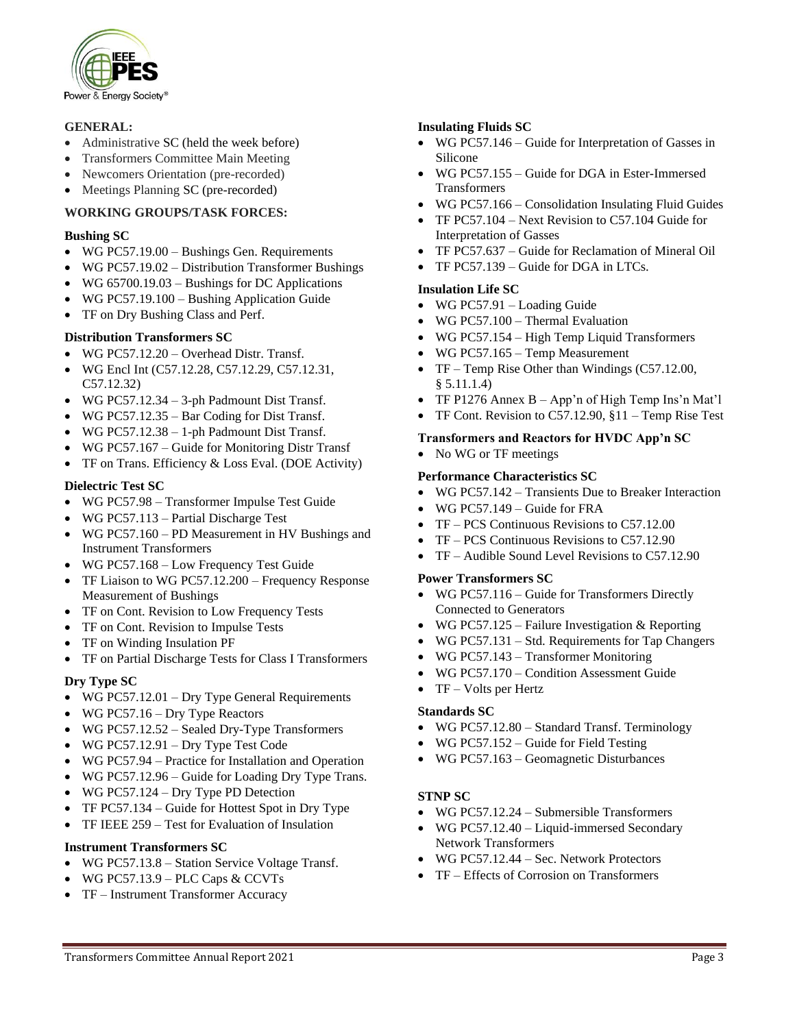**GENERAL:**

- Administrative SC (held the week before)
- Transformers Committee Main Meeting
- Newcomers Orientation (pre-recorded)
- Meetings Planning SC (pre-recorded)

**WORKING GROUPS/TASK FORCES:**

**Bushing SC**

- WG PC57.19.00 – Bushings Gen. Requirements
- WG PC57.19.02 – Distribution Transformer Bushings
- WG 65700.19.03 – Bushings for DC Applications
- WG PC57.19.100 – Bushing Application Guide
- TF on Dry Bushing Class and Perf.

**Distribution Transformers SC**

- WG PC57.12.20 – Overhead Distr. Transf.
- WG Encl Int (C57.12.28, C57.12.29, C57.12.31, C57.12.32)
- WG PC57.12.34 – 3-ph Padmount Dist Transf.
- WG PC57.12.35 – Bar Coding for Dist Transf.
- WG PC57.12.38 – 1-ph Padmount Dist Transf.
- WG PC57.167 – Guide for Monitoring Distr Transf
- TF on Trans. Efficiency & Loss Eval. (DOE Activity)

**Dielectric Test SC**

- WG PC57.98 – Transformer Impulse Test Guide
- WG PC57.113 – Partial Discharge Test
- WG PC57.160 – PD Measurement in HV Bushings and Instrument Transformers
- WG PC57.168 – Low Frequency Test Guide
- TF Liaison to WG PC57.12.200 – Frequency Response Measurement of Bushings
- TF on Cont. Revision to Low Frequency Tests
- TF on Cont. Revision to Impulse Tests
- TF on Winding Insulation PF
- TF on Partial Discharge Tests for Class I Transformers

**Dry Type SC**

- WG PC57.12.01 – Dry Type General Requirements
- WG PC57.16 – Dry Type Reactors
- WG PC57.12.52 – Sealed Dry-Type Transformers
- WG PC57.12.91 – Dry Type Test Code
- WG PC57.94 – Practice for Installation and Operation
- WG PC57.12.96 – Guide for Loading Dry Type Trans.
- WG PC57.124 – Dry Type PD Detection
- TF PC57.134 – Guide for Hottest Spot in Dry Type
- TF IEEE 259 – Test for Evaluation of Insulation

**Instrument Transformers SC**

- WG PC57.13.8 – Station Service Voltage Transf.
- WG PC57.13.9 – PLC Caps & CCVTs
- TF – Instrument Transformer Accuracy

**Insulating Fluids SC**

- WG PC57.146 – Guide for Interpretation of Gasses in Silicone
- WG PC57.155 – Guide for DGA in Ester-Immersed Transformers
- WG PC57.166 – Consolidation Insulating Fluid Guides
- TF PC57.104 – Next Revision to C57.104 Guide for Interpretation of Gasses
- TF PC57.637 – Guide for Reclamation of Mineral Oil
- TF PC57.139 – Guide for DGA in LTCs.

**Insulation Life SC**

- WG PC57.91 – Loading Guide
- WG PC57.100 – Thermal Evaluation
- WG PC57.154 – High Temp Liquid Transformers
- WG PC57.165 – Temp Measurement
- TF – Temp Rise Other than Windings (C57.12.00, § 5.11.1.4)
- TF P1276 Annex B – App'n of High Temp Ins'n Mat'l
- TF Cont. Revision to C57.12.90, §11 – Temp Rise Test

**Transformers and Reactors for HVDC App'n SC**

- No WG or TF meetings

**Performance Characteristics SC**

- WG PC57.142 – Transients Due to Breaker Interaction
- WG PC57.149 – Guide for FRA
- TF – PCS Continuous Revisions to C57.12.00
- TF – PCS Continuous Revisions to C57.12.90
- TF – Audible Sound Level Revisions to C57.12.90

**Power Transformers SC**

- WG PC57.116 – Guide for Transformers Directly Connected to Generators
- WG PC57.125 – Failure Investigation & Reporting
- WG PC57.131 – Std. Requirements for Tap Changers
- WG PC57.143 – Transformer Monitoring
- WG PC57.170 – Condition Assessment Guide
- TF – Volts per Hertz

**Standards SC**

- WG PC57.12.80 – Standard Transf. Terminology
- WG PC57.152 – Guide for Field Testing
- WG PC57.163 – Geomagnetic Disturbances

**STNP SC**

- WG PC57.12.24 – Submersible Transformers
- WG PC57.12.40 – Liquid-immersed Secondary Network Transformers
- WG PC57.12.44 – Sec. Network Protectors
- TF – Effects of Corrosion on Transformers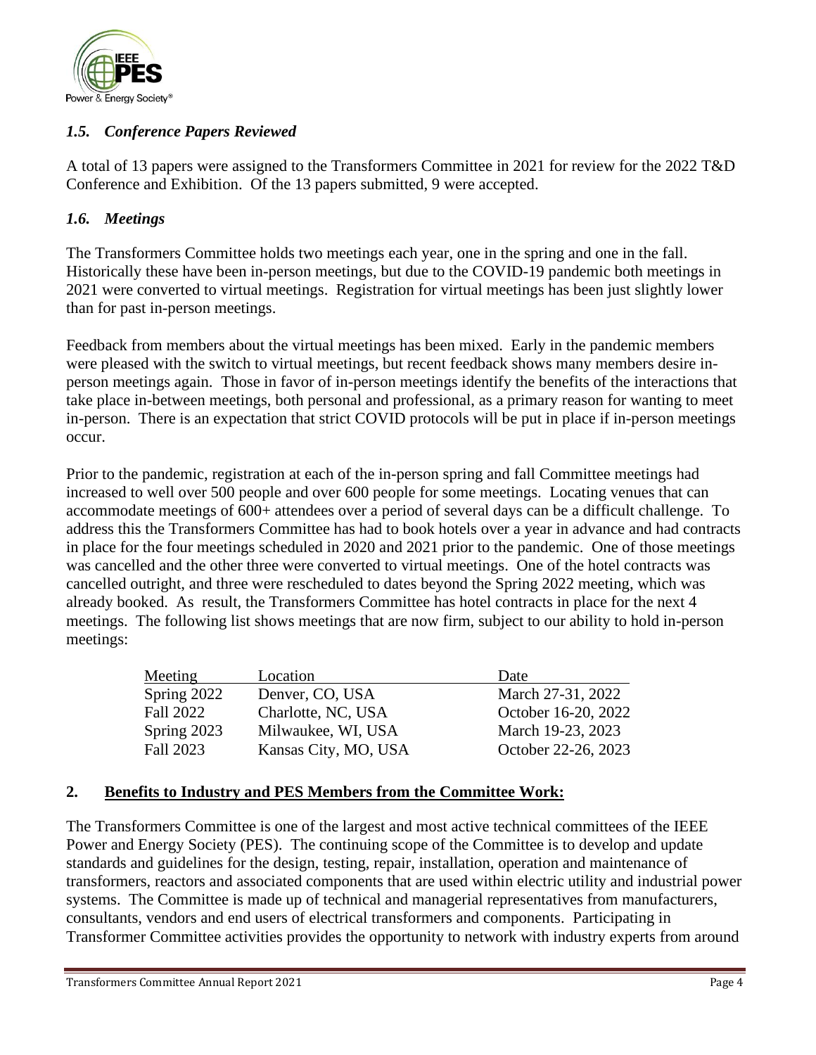### *1.5. Conference Papers Reviewed*

A total of 13 papers were assigned to the Transformers Committee in 2021 for review for the 2022 T&D Conference and Exhibition. Of the 13 papers submitted, 9 were accepted.

### *1.6. Meetings*

The Transformers Committee holds two meetings each year, one in the spring and one in the fall. Historically these have been in-person meetings, but due to the COVID-19 pandemic both meetings in 2021 were converted to virtual meetings. Registration for virtual meetings has been just slightly lower than for past in-person meetings.

Feedback from members about the virtual meetings has been mixed. Early in the pandemic members were pleased with the switch to virtual meetings, but recent feedback shows many members desire in-person meetings again. Those in favor of in-person meetings identify the benefits of the interactions that take place in-between meetings, both personal and professional, as a primary reason for wanting to meet in-person. There is an expectation that strict COVID protocols will be put in place if in-person meetings occur.

Prior to the pandemic, registration at each of the in-person spring and fall Committee meetings had increased to well over 500 people and over 600 people for some meetings. Locating venues that can accommodate meetings of 600+ attendees over a period of several days can be a difficult challenge. To address this the Transformers Committee has had to book hotels over a year in advance and had contracts in place for the four meetings scheduled in 2020 and 2021 prior to the pandemic. One of those meetings was cancelled and the other three were converted to virtual meetings. One of the hotel contracts was cancelled outright, and three were rescheduled to dates beyond the Spring 2022 meeting, which was already booked. As result, the Transformers Committee has hotel contracts in place for the next 4 meetings. The following list shows meetings that are now firm, subject to our ability to hold in-person meetings:

| Meeting | Location | Date |
|---|---|---|
| Spring 2022 | Denver, CO, USA | March 27-31, 2022 |
| Fall 2022 | Charlotte, NC, USA | October 16-20, 2022 |
| Spring 2023 | Milwaukee, WI, USA | March 19-23, 2023 |
| Fall 2023 | Kansas City, MO, USA | October 22-26, 2023 |

## 2. Benefits to Industry and PES Members from the Committee Work:

The Transformers Committee is one of the largest and most active technical committees of the IEEE Power and Energy Society (PES). The continuing scope of the Committee is to develop and update standards and guidelines for the design, testing, repair, installation, operation and maintenance of transformers, reactors and associated components that are used within electric utility and industrial power systems. The Committee is made up of technical and managerial representatives from manufacturers, consultants, vendors and end users of electrical transformers and components. Participating in Transformer Committee activities provides the opportunity to network with industry experts from around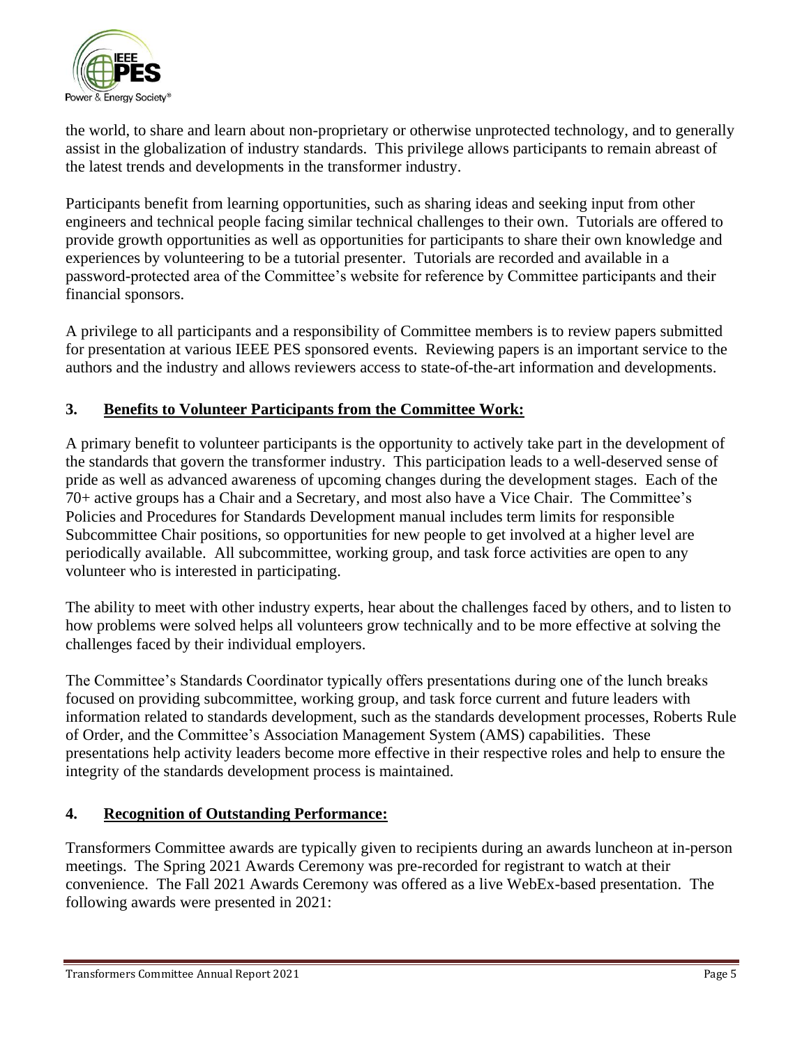the world, to share and learn about non-proprietary or otherwise unprotected technology, and to generally assist in the globalization of industry standards. This privilege allows participants to remain abreast of the latest trends and developments in the transformer industry.

Participants benefit from learning opportunities, such as sharing ideas and seeking input from other engineers and technical people facing similar technical challenges to their own. Tutorials are offered to provide growth opportunities as well as opportunities for participants to share their own knowledge and experiences by volunteering to be a tutorial presenter. Tutorials are recorded and available in a password-protected area of the Committee's website for reference by Committee participants and their financial sponsors.

A privilege to all participants and a responsibility of Committee members is to review papers submitted for presentation at various IEEE PES sponsored events. Reviewing papers is an important service to the authors and the industry and allows reviewers access to state-of-the-art information and developments.

## 3. Benefits to Volunteer Participants from the Committee Work:

A primary benefit to volunteer participants is the opportunity to actively take part in the development of the standards that govern the transformer industry. This participation leads to a well-deserved sense of pride as well as advanced awareness of upcoming changes during the development stages. Each of the 70+ active groups has a Chair and a Secretary, and most also have a Vice Chair. The Committee's Policies and Procedures for Standards Development manual includes term limits for responsible Subcommittee Chair positions, so opportunities for new people to get involved at a higher level are periodically available. All subcommittee, working group, and task force activities are open to any volunteer who is interested in participating.

The ability to meet with other industry experts, hear about the challenges faced by others, and to listen to how problems were solved helps all volunteers grow technically and to be more effective at solving the challenges faced by their individual employers.

The Committee's Standards Coordinator typically offers presentations during one of the lunch breaks focused on providing subcommittee, working group, and task force current and future leaders with information related to standards development, such as the standards development processes, Roberts Rule of Order, and the Committee's Association Management System (AMS) capabilities. These presentations help activity leaders become more effective in their respective roles and help to ensure the integrity of the standards development process is maintained.

## 4. Recognition of Outstanding Performance:

Transformers Committee awards are typically given to recipients during an awards luncheon at in-person meetings. The Spring 2021 Awards Ceremony was pre-recorded for registrant to watch at their convenience. The Fall 2021 Awards Ceremony was offered as a live WebEx-based presentation. The following awards were presented in 2021: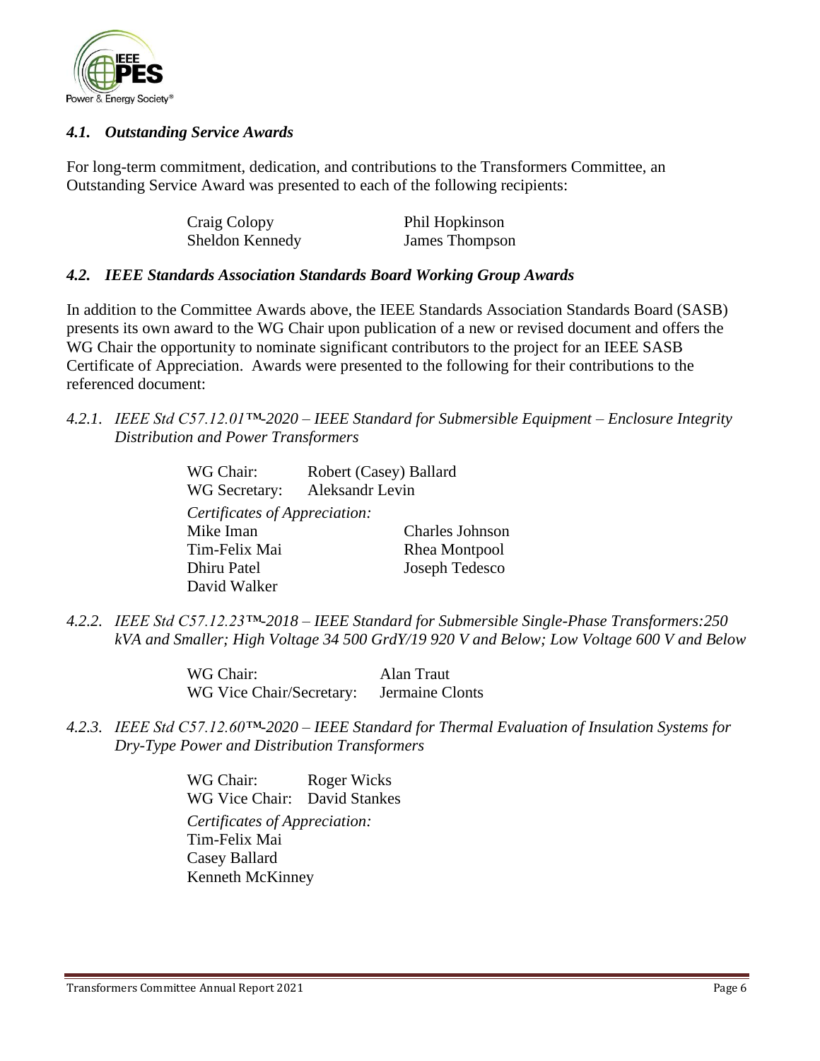### *4.1. Outstanding Service Awards*

For long-term commitment, dedication, and contributions to the Transformers Committee, an Outstanding Service Award was presented to each of the following recipients:

| | |
|---|---|
| Craig Colopy | Phil Hopkinson |
| Sheldon Kennedy | James Thompson |

### *4.2. IEEE Standards Association Standards Board Working Group Awards*

In addition to the Committee Awards above, the IEEE Standards Association Standards Board (SASB) presents its own award to the WG Chair upon publication of a new or revised document and offers the WG Chair the opportunity to nominate significant contributors to the project for an IEEE SASB Certificate of Appreciation. Awards were presented to the following for their contributions to the referenced document:

#### *4.2.1. IEEE Std C57.12.01™-2020 – IEEE Standard for Submersible Equipment – Enclosure Integrity Distribution and Power Transformers*

WG Chair: Robert (Casey) Ballard
WG Secretary: Aleksandr Levin

*Certificates of Appreciation:*

| | |
|---|---|
| Mike Iman | Charles Johnson |
| Tim-Felix Mai | Rhea Montpool |
| Dhiru Patel | Joseph Tedesco |
| David Walker | |

#### *4.2.2. IEEE Std C57.12.23™-2018 – IEEE Standard for Submersible Single-Phase Transformers:250 kVA and Smaller; High Voltage 34 500 GrdY/19 920 V and Below; Low Voltage 600 V and Below*

WG Chair: Alan Traut
WG Vice Chair/Secretary: Jermaine Clonts

#### *4.2.3. IEEE Std C57.12.60™-2020 – IEEE Standard for Thermal Evaluation of Insulation Systems for Dry-Type Power and Distribution Transformers*

WG Chair: Roger Wicks
WG Vice Chair: David Stankes

*Certificates of Appreciation:*
Tim-Felix Mai
Casey Ballard
Kenneth McKinney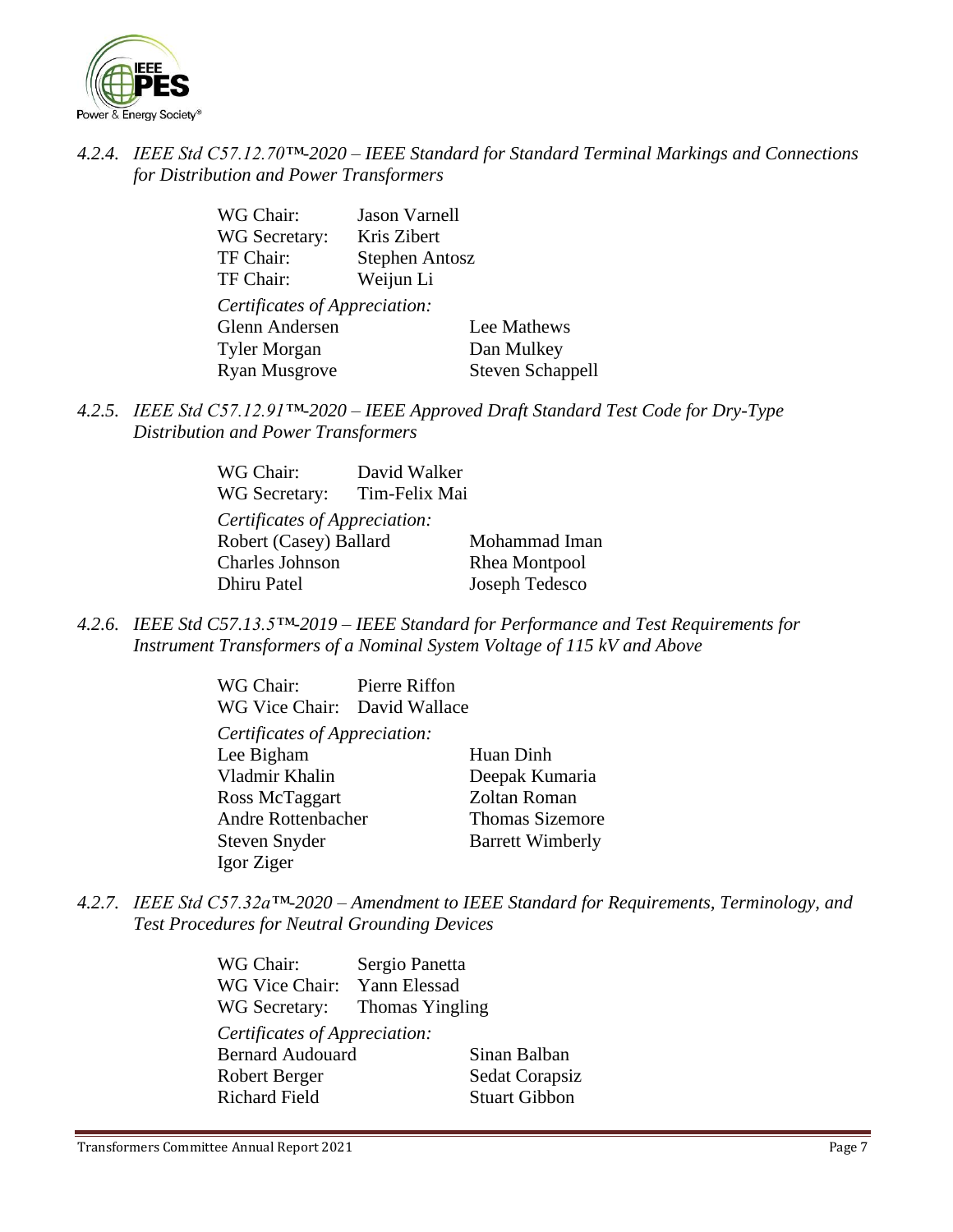*4.2.4. IEEE Std C57.12.70™-2020 – IEEE Standard for Standard Terminal Markings and Connections for Distribution and Power Transformers*

WG Chair: Jason Varnell
WG Secretary: Kris Zibert
TF Chair: Stephen Antosz
TF Chair: Weijun Li

*Certificates of Appreciation:*

| | |
|---|---|
| Glenn Andersen | Lee Mathews |
| Tyler Morgan | Dan Mulkey |
| Ryan Musgrove | Steven Schappell |

*4.2.5. IEEE Std C57.12.91™-2020 – IEEE Approved Draft Standard Test Code for Dry-Type Distribution and Power Transformers*

WG Chair: David Walker
WG Secretary: Tim-Felix Mai

*Certificates of Appreciation:*

| | |
|---|---|
| Robert (Casey) Ballard | Mohammad Iman |
| Charles Johnson | Rhea Montpool |
| Dhiru Patel | Joseph Tedesco |

*4.2.6. IEEE Std C57.13.5™-2019 – IEEE Standard for Performance and Test Requirements for Instrument Transformers of a Nominal System Voltage of 115 kV and Above*

WG Chair: Pierre Riffon
WG Vice Chair: David Wallace

*Certificates of Appreciation:*

| | |
|---|---|
| Lee Bigham | Huan Dinh |
| Vladmir Khalin | Deepak Kumaria |
| Ross McTaggart | Zoltan Roman |
| Andre Rottenbacher | Thomas Sizemore |
| Steven Snyder | Barrett Wimberly |
| Igor Ziger | |

*4.2.7. IEEE Std C57.32a™-2020 – Amendment to IEEE Standard for Requirements, Terminology, and Test Procedures for Neutral Grounding Devices*

WG Chair: Sergio Panetta
WG Vice Chair: Yann Elessad
WG Secretary: Thomas Yingling

*Certificates of Appreciation:*

| | |
|---|---|
| Bernard Audouard | Sinan Balban |
| Robert Berger | Sedat Corapsiz |
| Richard Field | Stuart Gibbon |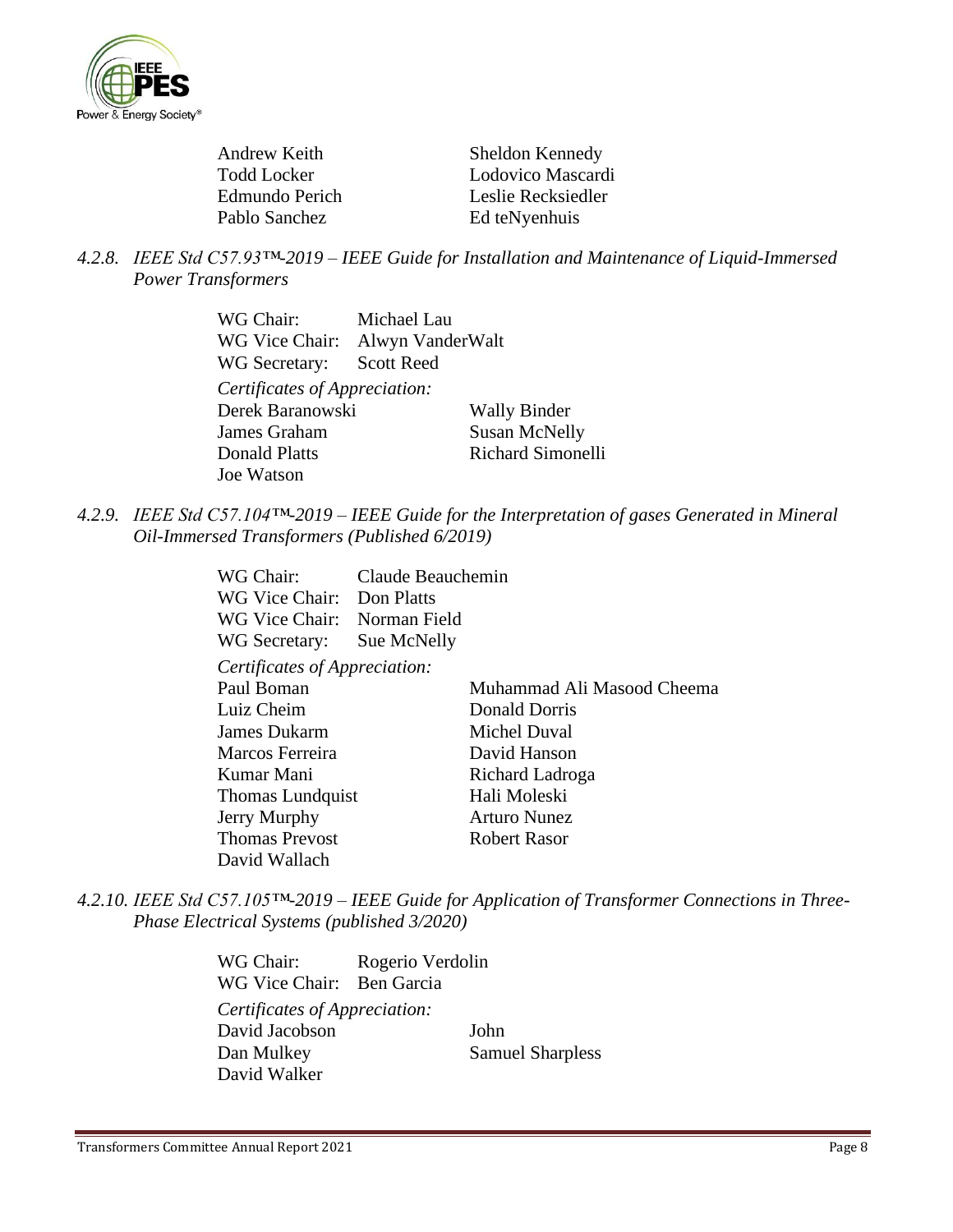Andrew Keith | Sheldon Kennedy
Todd Locker | Lodovico Mascardi
Edmundo Perich | Leslie Recksiedler
Pablo Sanchez | Ed teNyenhuis

*4.2.8. IEEE Std C57.93™-2019 – IEEE Guide for Installation and Maintenance of Liquid-Immersed Power Transformers*

WG Chair: Michael Lau
WG Vice Chair: Alwyn VanderWalt
WG Secretary: Scott Reed

*Certificates of Appreciation:*

Derek Baranowski | Wally Binder
James Graham | Susan McNelly
Donald Platts | Richard Simonelli
Joe Watson

*4.2.9. IEEE Std C57.104™-2019 – IEEE Guide for the Interpretation of gases Generated in Mineral Oil-Immersed Transformers (Published 6/2019)*

WG Chair: Claude Beauchemin
WG Vice Chair: Don Platts
WG Vice Chair: Norman Field
WG Secretary: Sue McNelly

*Certificates of Appreciation:*

Paul Boman | Muhammad Ali Masood Cheema
Luiz Cheim | Donald Dorris
James Dukarm | Michel Duval
Marcos Ferreira | David Hanson
Kumar Mani | Richard Ladroga
Thomas Lundquist | Hali Moleski
Jerry Murphy | Arturo Nunez
Thomas Prevost | Robert Rasor
David Wallach

*4.2.10. IEEE Std C57.105™-2019 – IEEE Guide for Application of Transformer Connections in Three-Phase Electrical Systems (published 3/2020)*

WG Chair: Rogerio Verdolin
WG Vice Chair: Ben Garcia

*Certificates of Appreciation:*

David Jacobson | John
Dan Mulkey | Samuel Sharpless
David Walker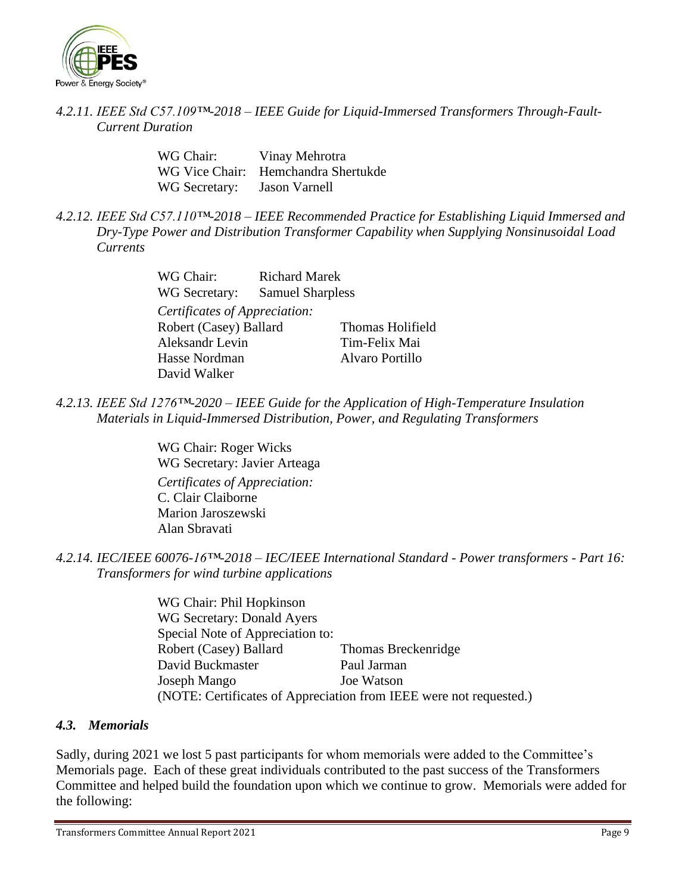*4.2.11. IEEE Std C57.109™-2018 – IEEE Guide for Liquid-Immersed Transformers Through-Fault-Current Duration*

WG Chair: Vinay Mehrotra
WG Vice Chair: Hemchandra Shertukde
WG Secretary: Jason Varnell

*4.2.12. IEEE Std C57.110™-2018 – IEEE Recommended Practice for Establishing Liquid Immersed and Dry-Type Power and Distribution Transformer Capability when Supplying Nonsinusoidal Load Currents*

WG Chair: Richard Marek
WG Secretary: Samuel Sharpless

*Certificates of Appreciation:*

| | |
|---|---|
| Robert (Casey) Ballard | Thomas Holifield |
| Aleksandr Levin | Tim-Felix Mai |
| Hasse Nordman | Alvaro Portillo |
| David Walker | |

*4.2.13. IEEE Std 1276™-2020 – IEEE Guide for the Application of High-Temperature Insulation Materials in Liquid-Immersed Distribution, Power, and Regulating Transformers*

WG Chair: Roger Wicks
WG Secretary: Javier Arteaga

*Certificates of Appreciation:*

C. Clair Claiborne
Marion Jaroszewski
Alan Sbravati

*4.2.14. IEC/IEEE 60076-16™-2018 – IEC/IEEE International Standard - Power transformers - Part 16: Transformers for wind turbine applications*

WG Chair: Phil Hopkinson
WG Secretary: Donald Ayers
Special Note of Appreciation to:

| | |
|---|---|
| Robert (Casey) Ballard | Thomas Breckenridge |
| David Buckmaster | Paul Jarman |
| Joseph Mango | Joe Watson |

(NOTE: Certificates of Appreciation from IEEE were not requested.)

### *4.3. Memorials*

Sadly, during 2021 we lost 5 past participants for whom memorials were added to the Committee's Memorials page. Each of these great individuals contributed to the past success of the Transformers Committee and helped build the foundation upon which we continue to grow. Memorials were added for the following: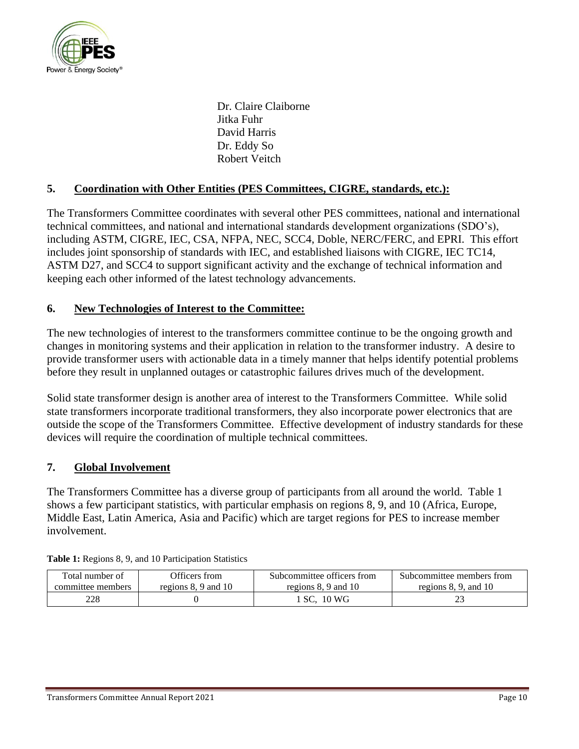Dr. Claire Claiborne
Jitka Fuhr
David Harris
Dr. Eddy So
Robert Veitch

## 5. Coordination with Other Entities (PES Committees, CIGRE, standards, etc.):

The Transformers Committee coordinates with several other PES committees, national and international technical committees, and national and international standards development organizations (SDO's), including ASTM, CIGRE, IEC, CSA, NFPA, NEC, SCC4, Doble, NERC/FERC, and EPRI. This effort includes joint sponsorship of standards with IEC, and established liaisons with CIGRE, IEC TC14, ASTM D27, and SCC4 to support significant activity and the exchange of technical information and keeping each other informed of the latest technology advancements.

## 6. New Technologies of Interest to the Committee:

The new technologies of interest to the transformers committee continue to be the ongoing growth and changes in monitoring systems and their application in relation to the transformer industry. A desire to provide transformer users with actionable data in a timely manner that helps identify potential problems before they result in unplanned outages or catastrophic failures drives much of the development.

Solid state transformer design is another area of interest to the Transformers Committee. While solid state transformers incorporate traditional transformers, they also incorporate power electronics that are outside the scope of the Transformers Committee. Effective development of industry standards for these devices will require the coordination of multiple technical committees.

## 7. Global Involvement

The Transformers Committee has a diverse group of participants from all around the world. Table 1 shows a few participant statistics, with particular emphasis on regions 8, 9, and 10 (Africa, Europe, Middle East, Latin America, Asia and Pacific) which are target regions for PES to increase member involvement.

**Table 1:** Regions 8, 9, and 10 Participation Statistics

| Total number of committee members | Officers from regions 8, 9 and 10 | Subcommittee officers from regions 8, 9 and 10 | Subcommittee members from regions 8, 9, and 10 |
|---|---|---|---|
| 228 | 0 | 1 SC, 10 WG | 23 |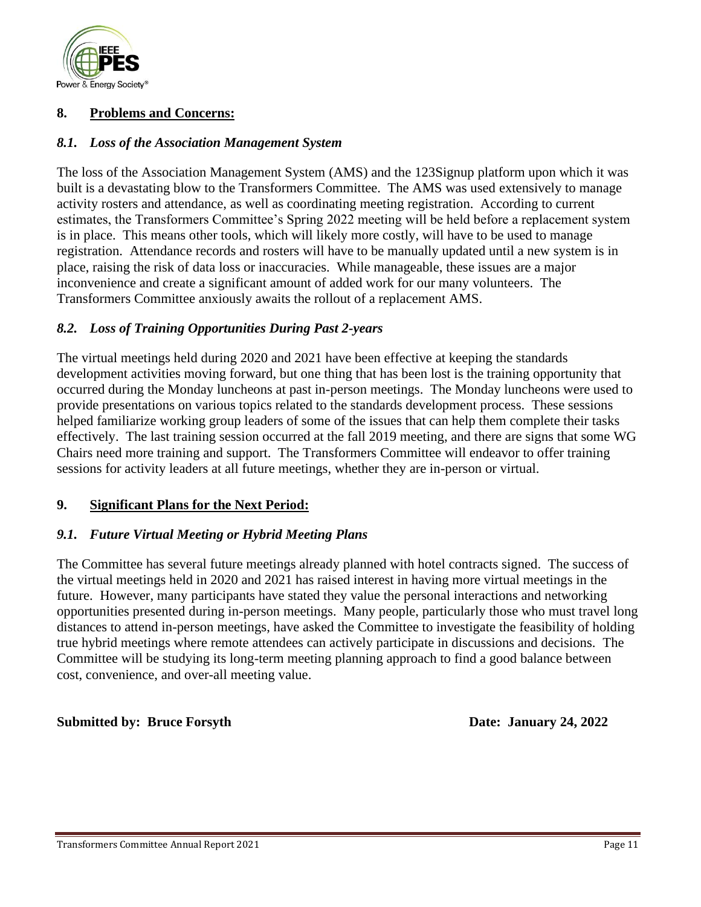## 8. Problems and Concerns:

### *8.1. Loss of the Association Management System*

The loss of the Association Management System (AMS) and the 123Signup platform upon which it was built is a devastating blow to the Transformers Committee. The AMS was used extensively to manage activity rosters and attendance, as well as coordinating meeting registration. According to current estimates, the Transformers Committee's Spring 2022 meeting will be held before a replacement system is in place. This means other tools, which will likely more costly, will have to be used to manage registration. Attendance records and rosters will have to be manually updated until a new system is in place, raising the risk of data loss or inaccuracies. While manageable, these issues are a major inconvenience and create a significant amount of added work for our many volunteers. The Transformers Committee anxiously awaits the rollout of a replacement AMS.

### *8.2. Loss of Training Opportunities During Past 2-years*

The virtual meetings held during 2020 and 2021 have been effective at keeping the standards development activities moving forward, but one thing that has been lost is the training opportunity that occurred during the Monday luncheons at past in-person meetings. The Monday luncheons were used to provide presentations on various topics related to the standards development process. These sessions helped familiarize working group leaders of some of the issues that can help them complete their tasks effectively. The last training session occurred at the fall 2019 meeting, and there are signs that some WG Chairs need more training and support. The Transformers Committee will endeavor to offer training sessions for activity leaders at all future meetings, whether they are in-person or virtual.

## 9. Significant Plans for the Next Period:

### *9.1. Future Virtual Meeting or Hybrid Meeting Plans*

The Committee has several future meetings already planned with hotel contracts signed. The success of the virtual meetings held in 2020 and 2021 has raised interest in having more virtual meetings in the future. However, many participants have stated they value the personal interactions and networking opportunities presented during in-person meetings. Many people, particularly those who must travel long distances to attend in-person meetings, have asked the Committee to investigate the feasibility of holding true hybrid meetings where remote attendees can actively participate in discussions and decisions. The Committee will be studying its long-term meeting planning approach to find a good balance between cost, convenience, and over-all meeting value.

**Submitted by: Bruce Forsyth** **Date: January 24, 2022**